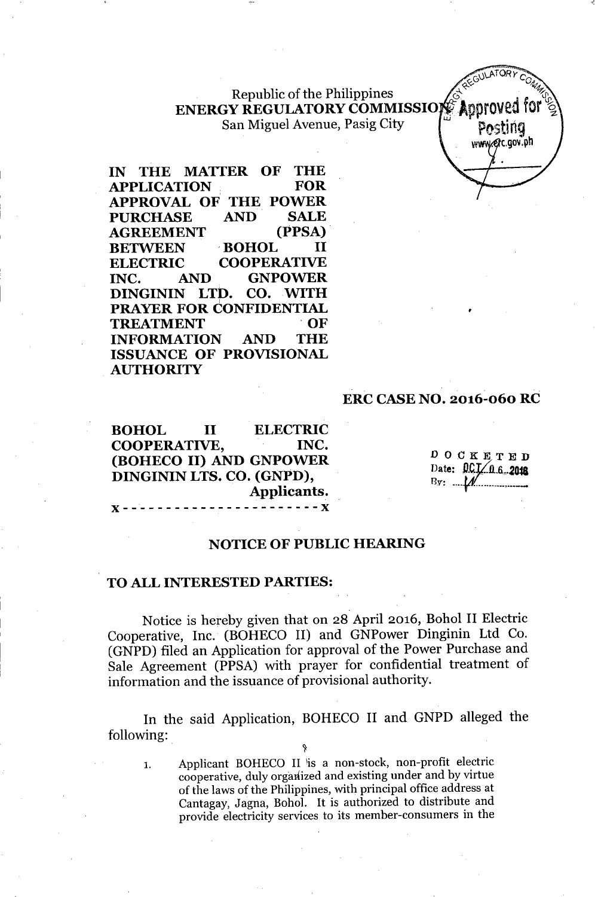Republic of the Philippines
**ENERGY REGULATORY COMMISSION**
San Miguel Avenue, Pasig City

Approved for Posting
www.erc.gov.ph

**IN THE MATTER OF THE APPLICATION FOR APPROVAL OF THE POWER PURCHASE AND SALE AGREEMENT (PPSA) BETWEEN BOHOL II ELECTRIC COOPERATIVE INC. AND GNPOWER DINGININ LTD. CO. WITH PRAYER FOR CONFIDENTIAL TREATMENT OF INFORMATION AND THE ISSUANCE OF PROVISIONAL AUTHORITY**

**ERC CASE NO. 2016-060 RC**

**BOHOL II ELECTRIC COOPERATIVE, INC. (BOHECO II) AND GNPOWER DINGININ LTS. CO. (GNPD),**
**Applicants.**
x - - - - - - - - - - - - - - - - - - - - - - x

DOCKETED
Date: OCT 06 2016
By: ____

## NOTICE OF PUBLIC HEARING

**TO ALL INTERESTED PARTIES:**

Notice is hereby given that on 28 April 2016, Bohol II Electric Cooperative, Inc. (BOHECO II) and GNPower Dinginin Ltd Co. (GNPD) filed an Application for approval of the Power Purchase and Sale Agreement (PPSA) with prayer for confidential treatment of information and the issuance of provisional authority.

In the said Application, BOHECO II and GNPD alleged the following:

1. Applicant BOHECO II is a non-stock, non-profit electric cooperative, duly organized and existing under and by virtue of the laws of the Philippines, with principal office address at Cantagay, Jagna, Bohol. It is authorized to distribute and provide electricity services to its member-consumers in the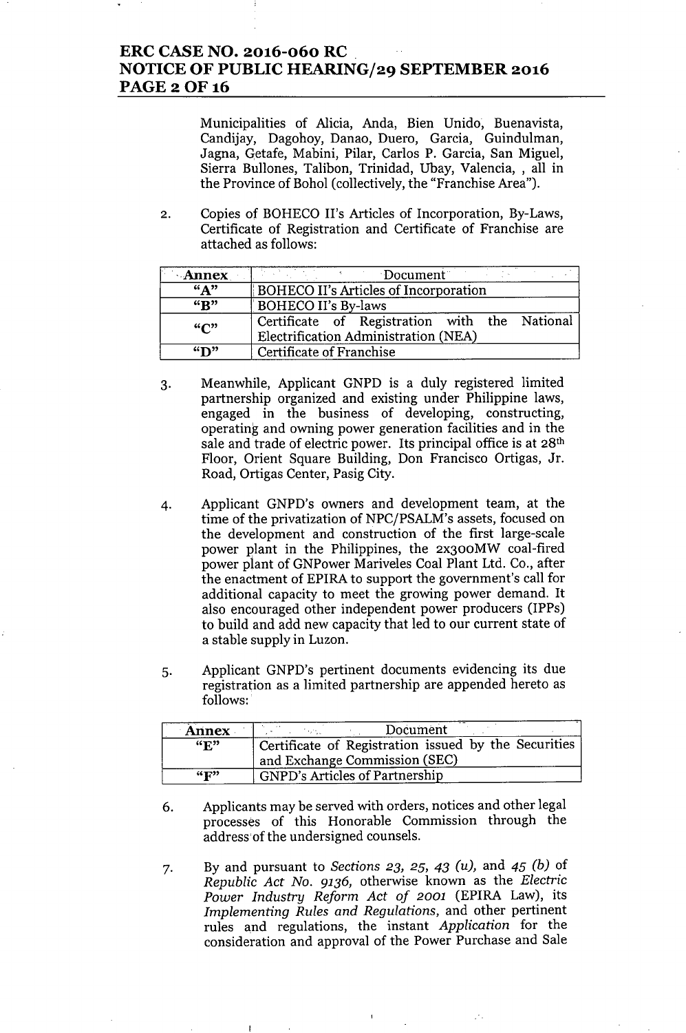Municipalities of Alicia, Anda, Bien Unido, Buenavista, Candijay, Dagohoy, Danao, Duero, Garcia, Guindulman, Jagna, Getafe, Mabini, Pilar, Carlos P. Garcia, San Miguel, Sierra Bullones, Talibon, Trinidad, Ubay, Valencia, , all in the Province of Bohol (collectively, the "Franchise Area").

2. Copies of BOHECO II's Articles of Incorporation, By-Laws, Certificate of Registration and Certificate of Franchise are attached as follows:

| Annex | Document |
|---|---|
| "A" | BOHECO II's Articles of Incorporation |
| "B" | BOHECO II's By-laws |
| "C" | Certificate of Registration with the National Electrification Administration (NEA) |
| "D" | Certificate of Franchise |

3. Meanwhile, Applicant GNPD is a duly registered limited partnership organized and existing under Philippine laws, engaged in the business of developing, constructing, operating and owning power generation facilities and in the sale and trade of electric power. Its principal office is at 28th Floor, Orient Square Building, Don Francisco Ortigas, Jr. Road, Ortigas Center, Pasig City.

4. Applicant GNPD's owners and development team, at the time of the privatization of NPC/PSALM's assets, focused on the development and construction of the first large-scale power plant in the Philippines, the 2x300MW coal-fired power plant of GNPower Mariveles Coal Plant Ltd. Co., after the enactment of EPIRA to support the government's call for additional capacity to meet the growing power demand. It also encouraged other independent power producers (IPPs) to build and add new capacity that led to our current state of a stable supply in Luzon.

5. Applicant GNPD's pertinent documents evidencing its due registration as a limited partnership are appended hereto as follows:

| Annex | Document |
|---|---|
| "E" | Certificate of Registration issued by the Securities and Exchange Commission (SEC) |
| "F" | GNPD's Articles of Partnership |

6. Applicants may be served with orders, notices and other legal processes of this Honorable Commission through the address of the undersigned counsels.

7. By and pursuant to *Sections 23, 25, 43 (u),* and *45 (b)* of *Republic Act No. 9136,* otherwise known as the *Electric Power Industry Reform Act of 2001* (EPIRA Law), its *Implementing Rules and Regulations,* and other pertinent rules and regulations, the instant *Application* for the consideration and approval of the Power Purchase and Sale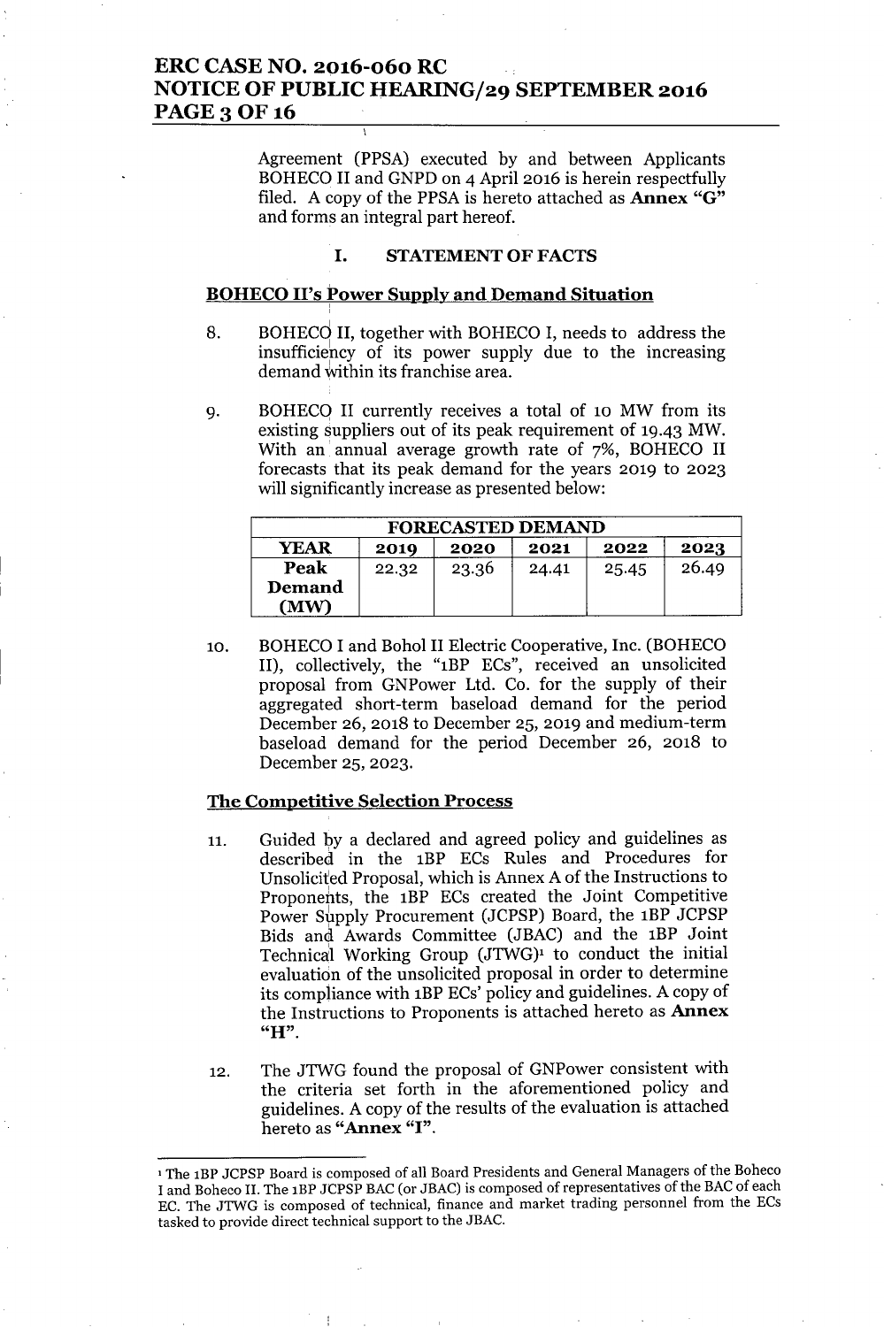Agreement (PPSA) executed by and between Applicants BOHECO II and GNPD on 4 April 2016 is herein respectfully filed. A copy of the PPSA is hereto attached as **Annex "G"** and forms an integral part hereof.

## I. STATEMENT OF FACTS

### BOHECO II's Power Supply and Demand Situation

8. BOHECO II, together with BOHECO I, needs to address the insufficiency of its power supply due to the increasing demand within its franchise area.

9. BOHECO II currently receives a total of 10 MW from its existing suppliers out of its peak requirement of 19.43 MW. With an annual average growth rate of 7%, BOHECO II forecasts that its peak demand for the years 2019 to 2023 will significantly increase as presented below:

| FORECASTED DEMAND | | | | | |
|---|---|---|---|---|---|
| **YEAR** | **2019** | **2020** | **2021** | **2022** | **2023** |
| **Peak Demand (MW)** | 22.32 | 23.36 | 24.41 | 25.45 | 26.49 |

10. BOHECO I and Bohol II Electric Cooperative, Inc. (BOHECO II), collectively, the "1BP ECs", received an unsolicited proposal from GNPower Ltd. Co. for the supply of their aggregated short-term baseload demand for the period December 26, 2018 to December 25, 2019 and medium-term baseload demand for the period December 26, 2018 to December 25, 2023.

### The Competitive Selection Process

11. Guided by a declared and agreed policy and guidelines as described in the 1BP ECs Rules and Procedures for Unsolicited Proposal, which is Annex A of the Instructions to Proponents, the 1BP ECs created the Joint Competitive Power Supply Procurement (JCPSP) Board, the 1BP JCPSP Bids and Awards Committee (JBAC) and the 1BP Joint Technical Working Group (JTWG)[1] to conduct the initial evaluation of the unsolicited proposal in order to determine its compliance with 1BP ECs' policy and guidelines. A copy of the Instructions to Proponents is attached hereto as **Annex "H"**.

12. The JTWG found the proposal of GNPower consistent with the criteria set forth in the aforementioned policy and guidelines. A copy of the results of the evaluation is attached hereto as **"Annex "I"**.

---

[1] The 1BP JCPSP Board is composed of all Board Presidents and General Managers of the Boheco I and Boheco II. The 1BP JCPSP BAC (or JBAC) is composed of representatives of the BAC of each EC. The JTWG is composed of technical, finance and market trading personnel from the ECs tasked to provide direct technical support to the JBAC.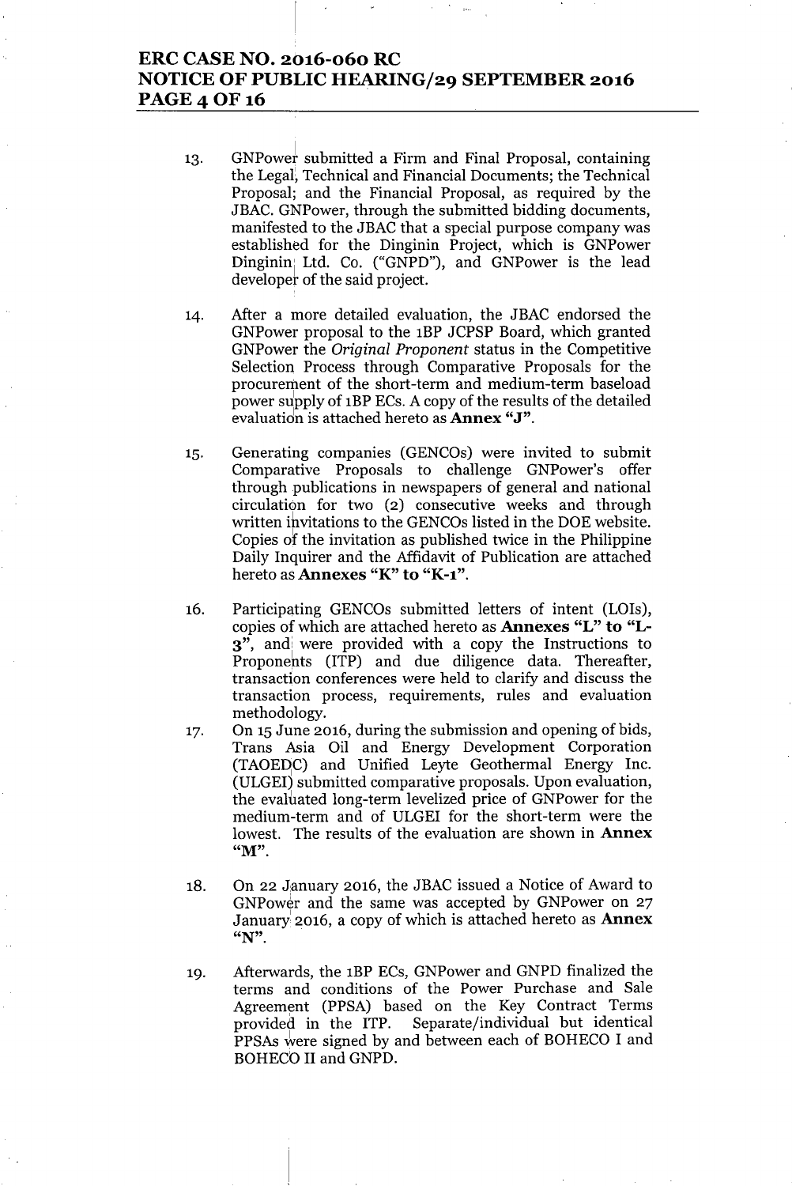13. GNPower submitted a Firm and Final Proposal, containing the Legal, Technical and Financial Documents; the Technical Proposal; and the Financial Proposal, as required by the JBAC. GNPower, through the submitted bidding documents, manifested to the JBAC that a special purpose company was established for the Dinginin Project, which is GNPower Dinginin Ltd. Co. ("GNPD"), and GNPower is the lead developer of the said project.

14. After a more detailed evaluation, the JBAC endorsed the GNPower proposal to the 1BP JCPSP Board, which granted GNPower the *Original Proponent* status in the Competitive Selection Process through Comparative Proposals for the procurement of the short-term and medium-term baseload power supply of 1BP ECs. A copy of the results of the detailed evaluation is attached hereto as **Annex "J"**.

15. Generating companies (GENCOs) were invited to submit Comparative Proposals to challenge GNPower's offer through publications in newspapers of general and national circulation for two (2) consecutive weeks and through written invitations to the GENCOs listed in the DOE website. Copies of the invitation as published twice in the Philippine Daily Inquirer and the Affidavit of Publication are attached hereto as **Annexes "K" to "K-1"**.

16. Participating GENCOs submitted letters of intent (LOIs), copies of which are attached hereto as **Annexes "L" to "L-3"**, and were provided with a copy the Instructions to Proponents (ITP) and due diligence data. Thereafter, transaction conferences were held to clarify and discuss the transaction process, requirements, rules and evaluation methodology.

17. On 15 June 2016, during the submission and opening of bids, Trans Asia Oil and Energy Development Corporation (TAOEDC) and Unified Leyte Geothermal Energy Inc. (ULGEI) submitted comparative proposals. Upon evaluation, the evaluated long-term levelized price of GNPower for the medium-term and of ULGEI for the short-term were the lowest. The results of the evaluation are shown in **Annex "M"**.

18. On 22 January 2016, the JBAC issued a Notice of Award to GNPower and the same was accepted by GNPower on 27 January 2016, a copy of which is attached hereto as **Annex "N"**.

19. Afterwards, the 1BP ECs, GNPower and GNPD finalized the terms and conditions of the Power Purchase and Sale Agreement (PPSA) based on the Key Contract Terms provided in the ITP. Separate/individual but identical PPSAs were signed by and between each of BOHECO I and BOHECO II and GNPD.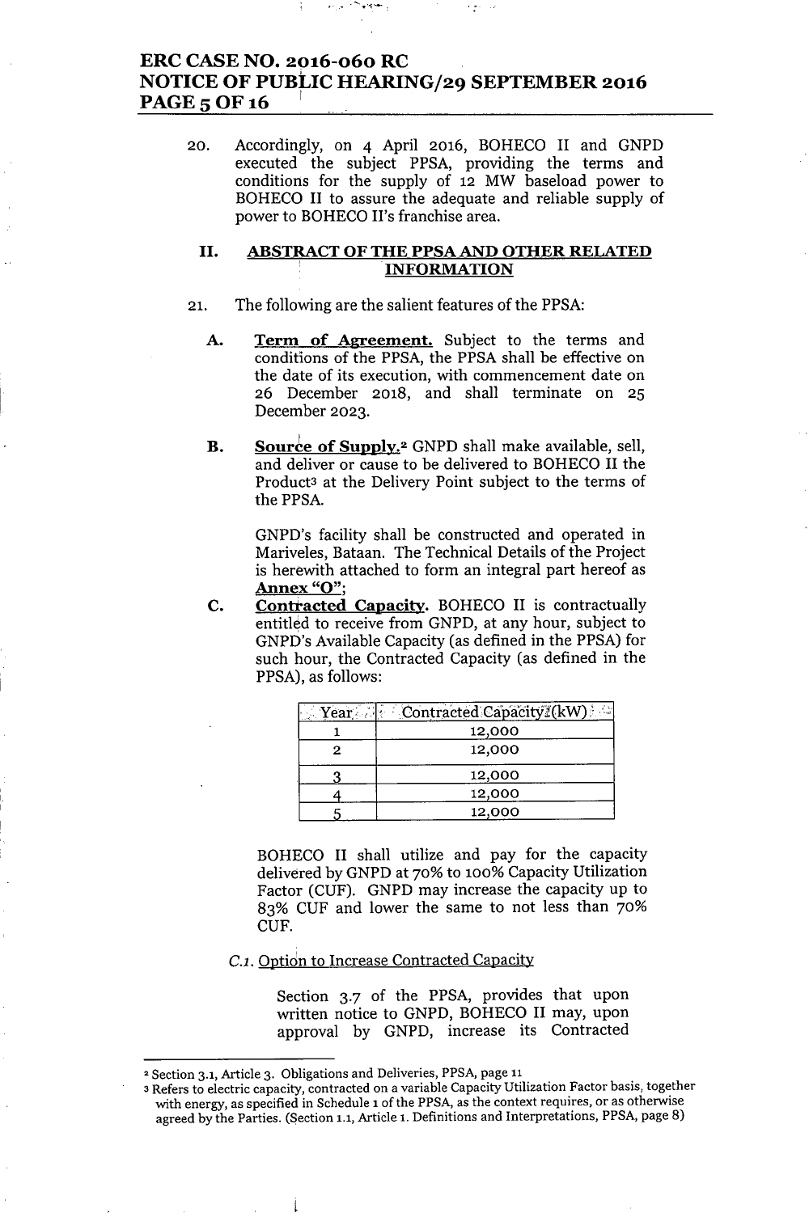20. Accordingly, on 4 April 2016, BOHECO II and GNPD executed the subject PPSA, providing the terms and conditions for the supply of 12 MW baseload power to BOHECO II to assure the adequate and reliable supply of power to BOHECO II's franchise area.

## II. ABSTRACT OF THE PPSA AND OTHER RELATED INFORMATION

21. The following are the salient features of the PPSA:

**A.** **Term of Agreement.** Subject to the terms and conditions of the PPSA, the PPSA shall be effective on the date of its execution, with commencement date on 26 December 2018, and shall terminate on 25 December 2023.

**B.** **Source of Supply.**[2] GNPD shall make available, sell, and deliver or cause to be delivered to BOHECO II the Product[3] at the Delivery Point subject to the terms of the PPSA.

GNPD's facility shall be constructed and operated in Mariveles, Bataan. The Technical Details of the Project is herewith attached to form an integral part hereof as **Annex "O"**;

**C.** **Contracted Capacity.** BOHECO II is contractually entitled to receive from GNPD, at any hour, subject to GNPD's Available Capacity (as defined in the PPSA) for such hour, the Contracted Capacity (as defined in the PPSA), as follows:

| Year | Contracted Capacity (kW) |
|---|---|
| 1 | 12,000 |
| 2 | 12,000 |
| 3 | 12,000 |
| 4 | 12,000 |
| 5 | 12,000 |

BOHECO II shall utilize and pay for the capacity delivered by GNPD at 70% to 100% Capacity Utilization Factor (CUF). GNPD may increase the capacity up to 83% CUF and lower the same to not less than 70% CUF.

*C.1.* Option to Increase Contracted Capacity

Section 3.7 of the PPSA, provides that upon written notice to GNPD, BOHECO II may, upon approval by GNPD, increase its Contracted

---

[2] Section 3.1, Article 3. Obligations and Deliveries, PPSA, page 11

[3] Refers to electric capacity, contracted on a variable Capacity Utilization Factor basis, together with energy, as specified in Schedule 1 of the PPSA, as the context requires, or as otherwise agreed by the Parties. (Section 1.1, Article 1. Definitions and Interpretations, PPSA, page 8)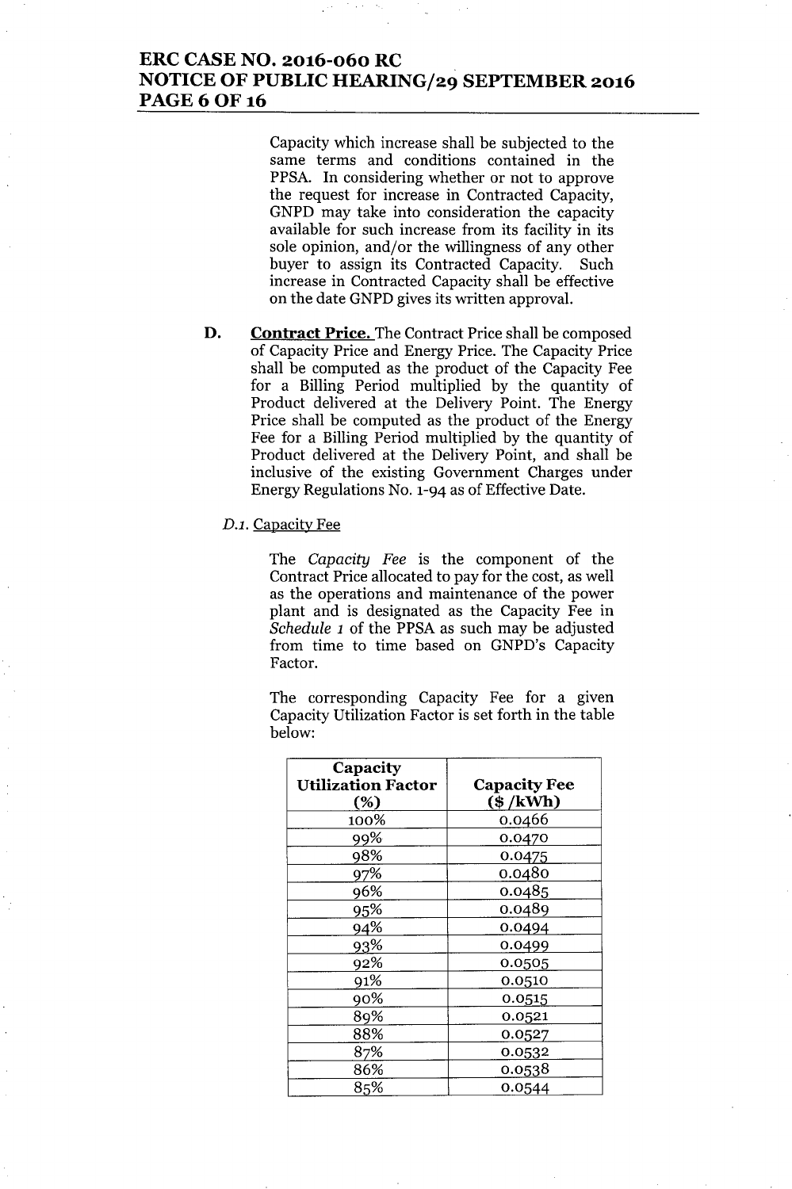Capacity which increase shall be subjected to the same terms and conditions contained in the PPSA. In considering whether or not to approve the request for increase in Contracted Capacity, GNPD may take into consideration the capacity available for such increase from its facility in its sole opinion, and/or the willingness of any other buyer to assign its Contracted Capacity. Such increase in Contracted Capacity shall be effective on the date GNPD gives its written approval.

D. **Contract Price.** The Contract Price shall be composed of Capacity Price and Energy Price. The Capacity Price shall be computed as the product of the Capacity Fee for a Billing Period multiplied by the quantity of Product delivered at the Delivery Point. The Energy Price shall be computed as the product of the Energy Fee for a Billing Period multiplied by the quantity of Product delivered at the Delivery Point, and shall be inclusive of the existing Government Charges under Energy Regulations No. 1-94 as of Effective Date.

*D.1.* Capacity Fee

The *Capacity Fee* is the component of the Contract Price allocated to pay for the cost, as well as the operations and maintenance of the power plant and is designated as the Capacity Fee in *Schedule 1* of the PPSA as such may be adjusted from time to time based on GNPD's Capacity Factor.

The corresponding Capacity Fee for a given Capacity Utilization Factor is set forth in the table below:

| Capacity Utilization Factor (%) | Capacity Fee ($ /kWh) |
|---|---|
| 100% | 0.0466 |
| 99% | 0.0470 |
| 98% | 0.0475 |
| 97% | 0.0480 |
| 96% | 0.0485 |
| 95% | 0.0489 |
| 94% | 0.0494 |
| 93% | 0.0499 |
| 92% | 0.0505 |
| 91% | 0.0510 |
| 90% | 0.0515 |
| 89% | 0.0521 |
| 88% | 0.0527 |
| 87% | 0.0532 |
| 86% | 0.0538 |
| 85% | 0.0544 |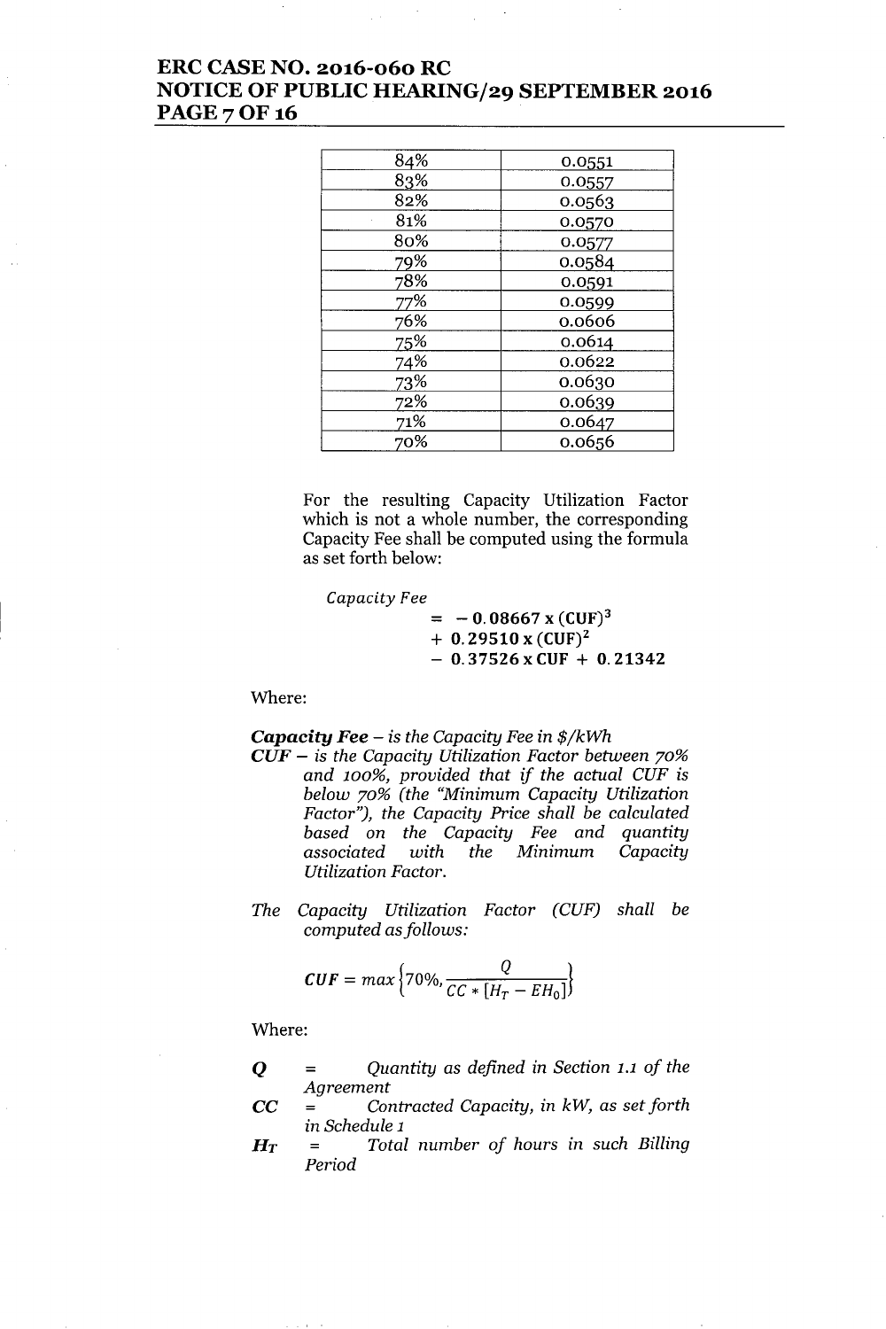| | |
|---|---|
| 84% | 0.0551 |
| 83% | 0.0557 |
| 82% | 0.0563 |
| 81% | 0.0570 |
| 80% | 0.0577 |
| 79% | 0.0584 |
| 78% | 0.0591 |
| 77% | 0.0599 |
| 76% | 0.0606 |
| 75% | 0.0614 |
| 74% | 0.0622 |
| 73% | 0.0630 |
| 72% | 0.0639 |
| 71% | 0.0647 |
| 70% | 0.0656 |

For the resulting Capacity Utilization Factor which is not a whole number, the corresponding Capacity Fee shall be computed using the formula as set forth below:

$$\textit{Capacity Fee} = -0.08667 \times (\mathbf{CUF})^3 + 0.29510 \times (\mathbf{CUF})^2 - 0.37526 \times \mathbf{CUF} + 0.21342$$

Where:

***Capacity Fee*** *– is the Capacity Fee in $/kWh*

***CUF*** *– is the Capacity Utilization Factor between 70% and 100%, provided that if the actual CUF is below 70% (the "Minimum Capacity Utilization Factor"), the Capacity Price shall be calculated based on the Capacity Fee and quantity associated with the Minimum Capacity Utilization Factor.*

*The Capacity Utilization Factor (CUF) shall be computed as follows:*

$$\boldsymbol{CUF} = max\left\{70\%, \frac{Q}{CC * [H_T - EH_0]}\right\}$$

Where:

$\boldsymbol{Q}$ = *Quantity as defined in Section 1.1 of the Agreement*

$\boldsymbol{CC}$ = *Contracted Capacity, in kW, as set forth in Schedule 1*

$\boldsymbol{H_T}$ = *Total number of hours in such Billing Period*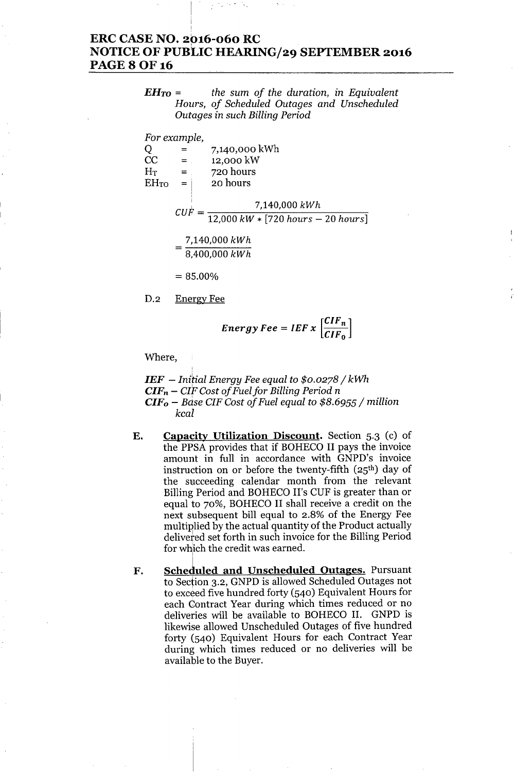***$EH_{TO}$*** = *the sum of the duration, in Equivalent Hours, of Scheduled Outages and Unscheduled Outages in such Billing Period*

*For example,*

Q = 7,140,000 kWh
CC = 12,000 kW
$H_T$ = 720 hours
$EH_{TO}$ = 20 hours

$$CUF = \frac{7{,}140{,}000\ kWh}{12{,}000\ kW * [720\ hours - 20\ hours]}$$

$$= \frac{7{,}140{,}000\ kWh}{8{,}400{,}000\ kWh}$$

$$= 85.00\%$$

D.2 Energy Fee

$$\textbf{Energy Fee} = \textbf{IEF}\ x\ \left[\frac{CIF_n}{CIF_0}\right]$$

Where,

***IEF*** – *Initial Energy Fee equal to $0.0278 / kWh*
***$CIF_n$*** – *CIF Cost of Fuel for Billing Period n*
***$CIF_0$*** – *Base CIF Cost of Fuel equal to $8.6955 / million kcal*

E. **Capacity Utilization Discount.** Section 5.3 (c) of the PPSA provides that if BOHECO II pays the invoice amount in full in accordance with GNPD's invoice instruction on or before the twenty-fifth (25th) day of the succeeding calendar month from the relevant Billing Period and BOHECO II's CUF is greater than or equal to 70%, BOHECO II shall receive a credit on the next subsequent bill equal to 2.8% of the Energy Fee multiplied by the actual quantity of the Product actually delivered set forth in such invoice for the Billing Period for which the credit was earned.

F. **Scheduled and Unscheduled Outages.** Pursuant to Section 3.2, GNPD is allowed Scheduled Outages not to exceed five hundred forty (540) Equivalent Hours for each Contract Year during which times reduced or no deliveries will be available to BOHECO II. GNPD is likewise allowed Unscheduled Outages of five hundred forty (540) Equivalent Hours for each Contract Year during which times reduced or no deliveries will be available to the Buyer.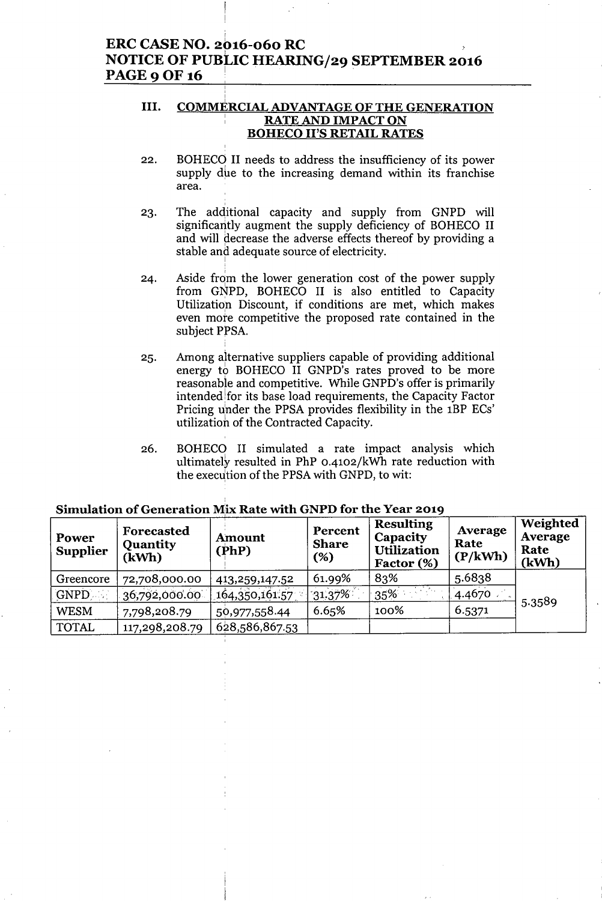### III. COMMERCIAL ADVANTAGE OF THE GENERATION RATE AND IMPACT ON BOHECO II'S RETAIL RATES

22. BOHECO II needs to address the insufficiency of its power supply due to the increasing demand within its franchise area.

23. The additional capacity and supply from GNPD will significantly augment the supply deficiency of BOHECO II and will decrease the adverse effects thereof by providing a stable and adequate source of electricity.

24. Aside from the lower generation cost of the power supply from GNPD, BOHECO II is also entitled to Capacity Utilization Discount, if conditions are met, which makes even more competitive the proposed rate contained in the subject PPSA.

25. Among alternative suppliers capable of providing additional energy to BOHECO II GNPD's rates proved to be more reasonable and competitive. While GNPD's offer is primarily intended for its base load requirements, the Capacity Factor Pricing under the PPSA provides flexibility in the 1BP ECs' utilization of the Contracted Capacity.

26. BOHECO II simulated a rate impact analysis which ultimately resulted in PhP 0.4102/kWh rate reduction with the execution of the PPSA with GNPD, to wit:

**Simulation of Generation Mix Rate with GNPD for the Year 2019**

| Power Supplier | Forecasted Quantity (kWh) | Amount (PhP) | Percent Share (%) | Resulting Capacity Utilization Factor (%) | Average Rate (P/kWh) | Weighted Average Rate (kWh) |
|---|---|---|---|---|---|---|
| Greencore | 72,708,000.00 | 413,259,147.52 | 61.99% | 83% | 5.6838 | 5.3589 |
| GNPD | 36,792,000.00 | 164,350,161.57 | 31.37% | 35% | 4.4670 | |
| WESM | 7,798,208.79 | 50,977,558.44 | 6.65% | 100% | 6.5371 | |
| TOTAL | 117,298,208.79 | 628,586,867.53 | | | | |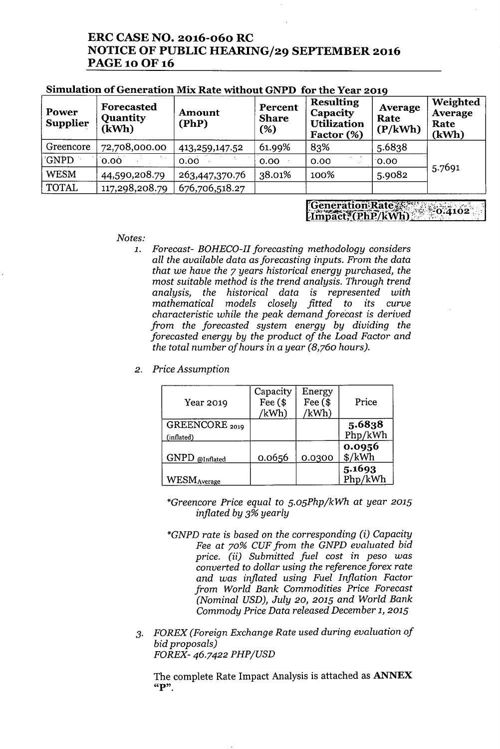**Simulation of Generation Mix Rate without GNPD for the Year 2019**

| Power Supplier | Forecasted Quantity (kWh) | Amount (PhP) | Percent Share (%) | Resulting Capacity Utilization Factor (%) | Average Rate (P/kWh) | Weighted Average Rate (kWh) |
|---|---|---|---|---|---|---|
| Greencore | 72,708,000.00 | 413,259,147.52 | 61.99% | 83% | 5.6838 | 5.7691 |
| GNPD | 0.00 | 0.00 | 0.00 | 0.00 | 0.00 | |
| WESM | 44,590,208.79 | 263,447,370.76 | 38.01% | 100% | 5.9082 | |
| TOTAL | 117,298,208.79 | 676,706,518.27 | | | | |

| Generation Rate Impact (PhP/kWh) | 0.4102 |
|---|---|

*Notes:*

1. *Forecast- BOHECO-II forecasting methodology considers all the available data as forecasting inputs. From the data that we have the 7 years historical energy purchased, the most suitable method is the trend analysis. Through trend analysis, the historical data is represented with mathematical models closely fitted to its curve characteristic while the peak demand forecast is derived from the forecasted system energy by dividing the forecasted energy by the product of the Load Factor and the total number of hours in a year (8,760 hours).*

2. *Price Assumption*

| Year 2019 | Capacity Fee ($ /kWh) | Energy Fee ($ /kWh) | Price |
|---|---|---|---|
| GREENCORE 2019 (inflated) | | | **5.6838** Php/kWh |
| GNPD @Inflated | 0.0656 | 0.0300 | **0.0956** $/kWh |
| WESM Average | | | **5.1693** Php/kWh |

*\*Greencore Price equal to 5.05Php/kWh at year 2015 inflated by 3% yearly*

*\*GNPD rate is based on the corresponding (i) Capacity Fee at 70% CUF from the GNPD evaluated bid price. (ii) Submitted fuel cost in peso was converted to dollar using the reference forex rate and was inflated using Fuel Inflation Factor from World Bank Commodities Price Forecast (Nominal USD), July 20, 2015 and World Bank Commody Price Data released December 1, 2015*

3. *FOREX (Foreign Exchange Rate used during evaluation of bid proposals)*
   *FOREX- 46.7422 PHP/USD*

The complete Rate Impact Analysis is attached as **ANNEX "P"**.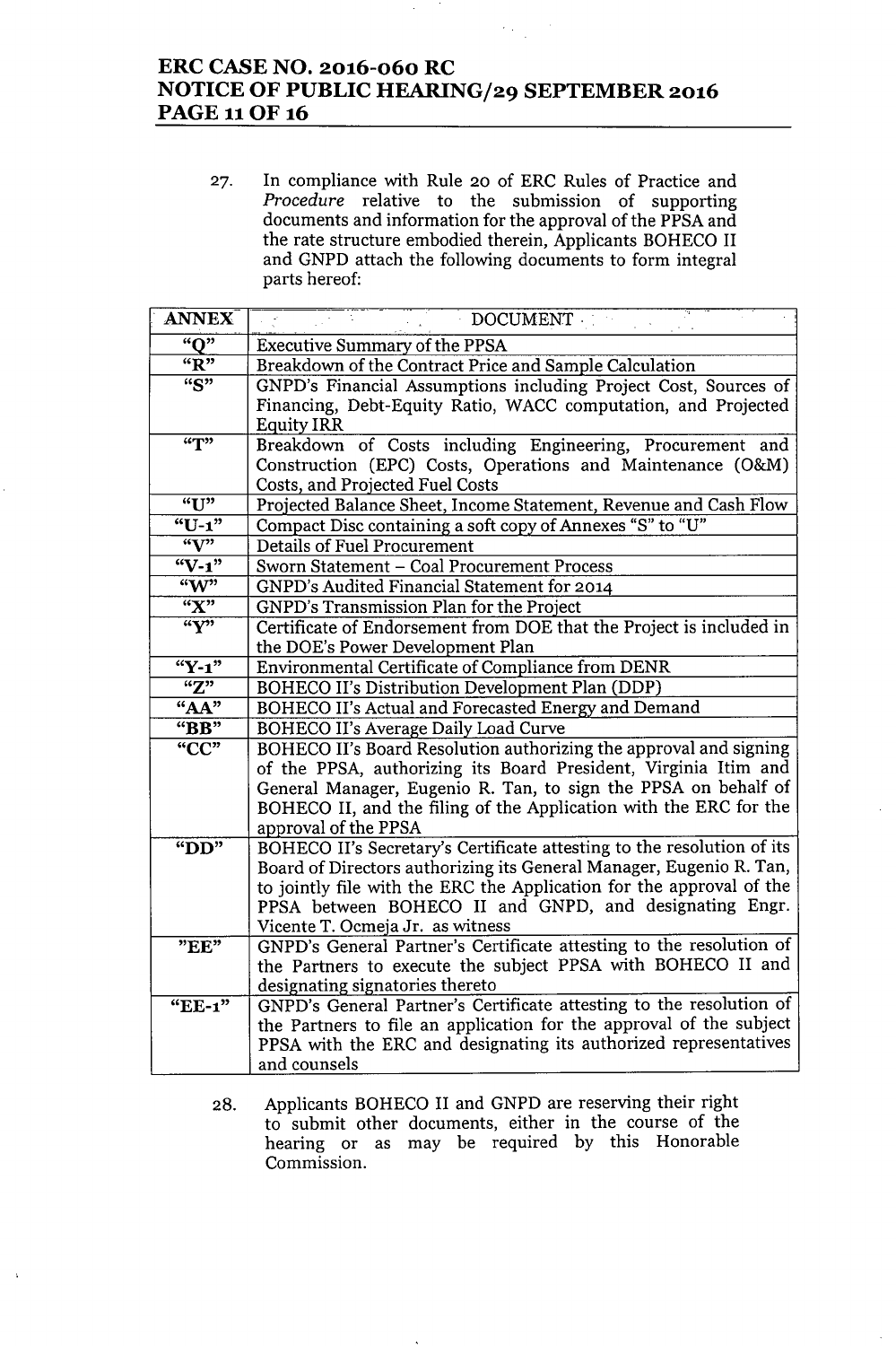27. In compliance with Rule 20 of ERC Rules of Practice and *Procedure* relative to the submission of supporting documents and information for the approval of the PPSA and the rate structure embodied therein, Applicants BOHECO II and GNPD attach the following documents to form integral parts hereof:

| ANNEX | DOCUMENT |
|---|---|
| "Q" | Executive Summary of the PPSA |
| "R" | Breakdown of the Contract Price and Sample Calculation |
| "S" | GNPD's Financial Assumptions including Project Cost, Sources of Financing, Debt-Equity Ratio, WACC computation, and Projected Equity IRR |
| "T" | Breakdown of Costs including Engineering, Procurement and Construction (EPC) Costs, Operations and Maintenance (O&M) Costs, and Projected Fuel Costs |
| "U" | Projected Balance Sheet, Income Statement, Revenue and Cash Flow |
| "U-1" | Compact Disc containing a soft copy of Annexes "S" to "U" |
| "V" | Details of Fuel Procurement |
| "V-1" | Sworn Statement – Coal Procurement Process |
| "W" | GNPD's Audited Financial Statement for 2014 |
| "X" | GNPD's Transmission Plan for the Project |
| "Y" | Certificate of Endorsement from DOE that the Project is included in the DOE's Power Development Plan |
| "Y-1" | Environmental Certificate of Compliance from DENR |
| "Z" | BOHECO II's Distribution Development Plan (DDP) |
| "AA" | BOHECO II's Actual and Forecasted Energy and Demand |
| "BB" | BOHECO II's Average Daily Load Curve |
| "CC" | BOHECO II's Board Resolution authorizing the approval and signing of the PPSA, authorizing its Board President, Virginia Itim and General Manager, Eugenio R. Tan, to sign the PPSA on behalf of BOHECO II, and the filing of the Application with the ERC for the approval of the PPSA |
| "DD" | BOHECO II's Secretary's Certificate attesting to the resolution of its Board of Directors authorizing its General Manager, Eugenio R. Tan, to jointly file with the ERC the Application for the approval of the PPSA between BOHECO II and GNPD, and designating Engr. Vicente T. Ocmeja Jr. as witness |
| "EE" | GNPD's General Partner's Certificate attesting to the resolution of the Partners to execute the subject PPSA with BOHECO II and designating signatories thereto |
| "EE-1" | GNPD's General Partner's Certificate attesting to the resolution of the Partners to file an application for the approval of the subject PPSA with the ERC and designating its authorized representatives and counsels |

28. Applicants BOHECO II and GNPD are reserving their right to submit other documents, either in the course of the hearing or as may be required by this Honorable Commission.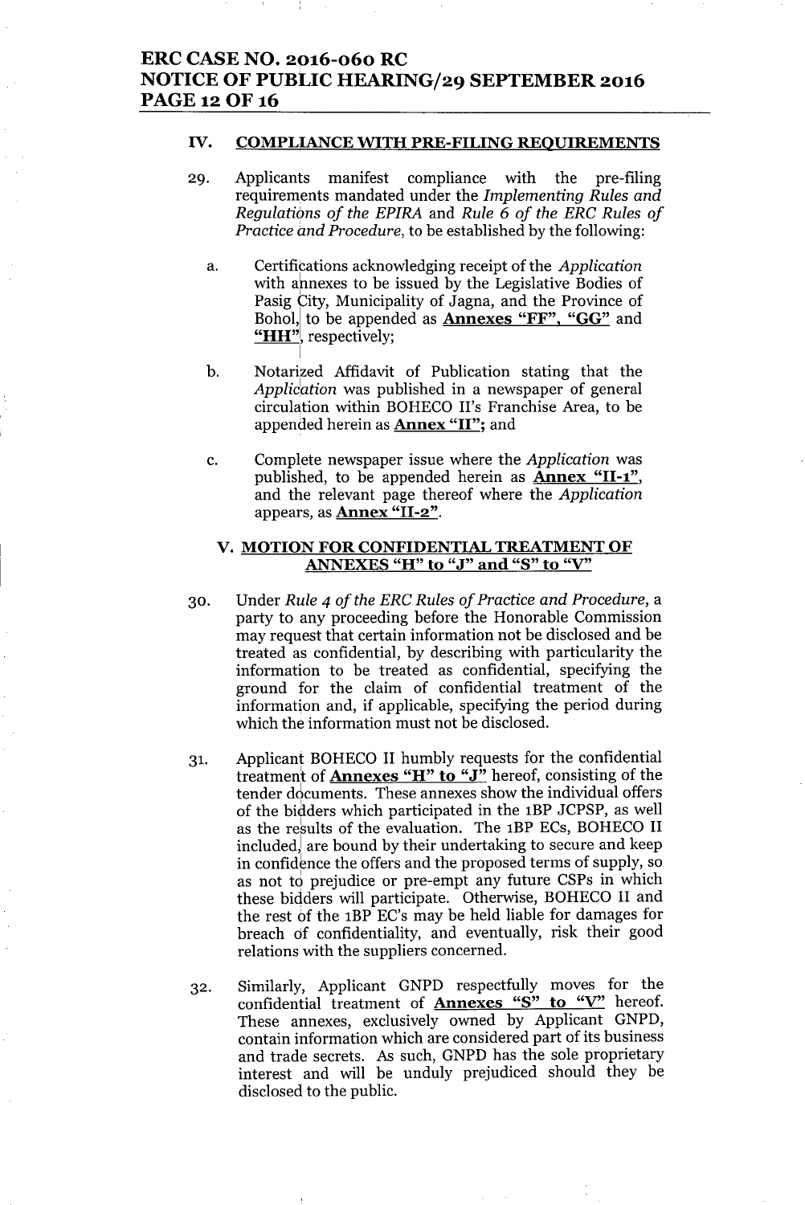## IV. COMPLIANCE WITH PRE-FILING REQUIREMENTS

29. Applicants manifest compliance with the pre-filing requirements mandated under the *Implementing Rules and Regulations of the EPIRA* and *Rule 6 of the ERC Rules of Practice and Procedure*, to be established by the following:

   a. Certifications acknowledging receipt of the *Application* with annexes to be issued by the Legislative Bodies of Pasig City, Municipality of Jagna, and the Province of Bohol, to be appended as **Annexes "FF", "GG"** and **"HH"**, respectively;

   b. Notarized Affidavit of Publication stating that the *Application* was published in a newspaper of general circulation within BOHECO II's Franchise Area, to be appended herein as **Annex "II"**; and

   c. Complete newspaper issue where the *Application* was published, to be appended herein as **Annex "II-1"**, and the relevant page thereof where the *Application* appears, as **Annex "II-2"**.

## V. MOTION FOR CONFIDENTIAL TREATMENT OF ANNEXES "H" to "J" and "S" to "V"

30. Under *Rule 4 of the ERC Rules of Practice and Procedure*, a party to any proceeding before the Honorable Commission may request that certain information not be disclosed and be treated as confidential, by describing with particularity the information to be treated as confidential, specifying the ground for the claim of confidential treatment of the information and, if applicable, specifying the period during which the information must not be disclosed.

31. Applicant BOHECO II humbly requests for the confidential treatment of **Annexes "H" to "J"** hereof, consisting of the tender documents. These annexes show the individual offers of the bidders which participated in the 1BP JCPSP, as well as the results of the evaluation. The 1BP ECs, BOHECO II included, are bound by their undertaking to secure and keep in confidence the offers and the proposed terms of supply, so as not to prejudice or pre-empt any future CSPs in which these bidders will participate. Otherwise, BOHECO II and the rest of the 1BP EC's may be held liable for damages for breach of confidentiality, and eventually, risk their good relations with the suppliers concerned.

32. Similarly, Applicant GNPD respectfully moves for the confidential treatment of **Annexes "S" to "V"** hereof. These annexes, exclusively owned by Applicant GNPD, contain information which are considered part of its business and trade secrets. As such, GNPD has the sole proprietary interest and will be unduly prejudiced should they be disclosed to the public.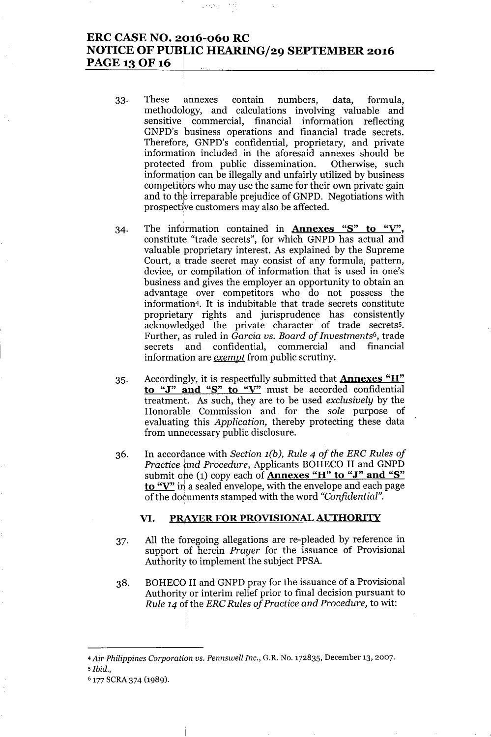33. These annexes contain numbers, data, formula, methodology, and calculations involving valuable and sensitive commercial, financial information reflecting GNPD's business operations and financial trade secrets. Therefore, GNPD's confidential, proprietary, and private information included in the aforesaid annexes should be protected from public dissemination. Otherwise, such information can be illegally and unfairly utilized by business competitors who may use the same for their own private gain and to the irreparable prejudice of GNPD. Negotiations with prospective customers may also be affected.

34. The information contained in **Annexes "S" to "V"**, constitute "trade secrets", for which GNPD has actual and valuable proprietary interest. As explained by the Supreme Court, a trade secret may consist of any formula, pattern, device, or compilation of information that is used in one's business and gives the employer an opportunity to obtain an advantage over competitors who do not possess the information[4]. It is indubitable that trade secrets constitute proprietary rights and jurisprudence has consistently acknowledged the private character of trade secrets[5]. Further, as ruled in *Garcia vs. Board of Investments*[6], trade secrets and confidential, commercial and financial information are *exempt* from public scrutiny.

35. Accordingly, it is respectfully submitted that **Annexes "H" to "J" and "S" to "V"** must be accorded confidential treatment. As such, they are to be used *exclusively* by the Honorable Commission and for the *sole* purpose of evaluating this *Application,* thereby protecting these data from unnecessary public disclosure.

36. In accordance with *Section 1(b), Rule 4 of the ERC Rules of Practice and Procedure*, Applicants BOHECO II and GNPD submit one (1) copy each of **Annexes "H" to "J" and "S" to "V"** in a sealed envelope, with the envelope and each page of the documents stamped with the word *"Confidential"*.

## VI. PRAYER FOR PROVISIONAL AUTHORITY

37. All the foregoing allegations are re-pleaded by reference in support of herein *Prayer* for the issuance of Provisional Authority to implement the subject PPSA.

38. BOHECO II and GNPD pray for the issuance of a Provisional Authority or interim relief prior to final decision pursuant to *Rule 14* of the *ERC Rules of Practice and Procedure,* to wit:

---

[4] *Air Philippines Corporation vs. Pennswell Inc.*, G.R. No. 172835, December 13, 2007.

[5] *Ibid.*,

[6] 177 SCRA 374 (1989).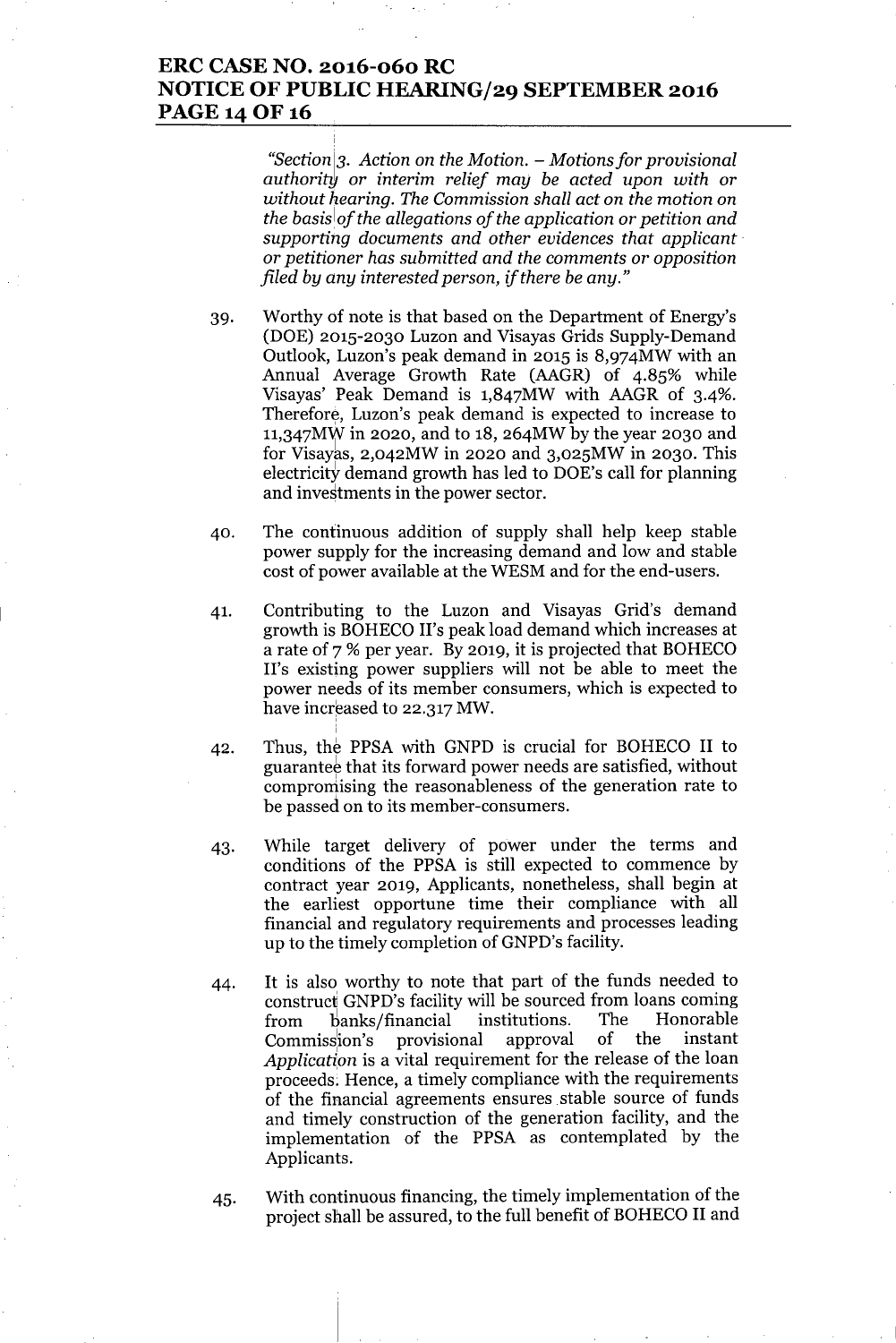*"Section 3. Action on the Motion. – Motions for provisional authority or interim relief may be acted upon with or without hearing. The Commission shall act on the motion on the basis of the allegations of the application or petition and supporting documents and other evidences that applicant or petitioner has submitted and the comments or opposition filed by any interested person, if there be any."*

39. Worthy of note is that based on the Department of Energy's (DOE) 2015-2030 Luzon and Visayas Grids Supply-Demand Outlook, Luzon's peak demand in 2015 is 8,974MW with an Annual Average Growth Rate (AAGR) of 4.85% while Visayas' Peak Demand is 1,847MW with AAGR of 3.4%. Therefore, Luzon's peak demand is expected to increase to 11,347MW in 2020, and to 18, 264MW by the year 2030 and for Visayas, 2,042MW in 2020 and 3,025MW in 2030. This electricity demand growth has led to DOE's call for planning and investments in the power sector.

40. The continuous addition of supply shall help keep stable power supply for the increasing demand and low and stable cost of power available at the WESM and for the end-users.

41. Contributing to the Luzon and Visayas Grid's demand growth is BOHECO II's peak load demand which increases at a rate of 7 % per year. By 2019, it is projected that BOHECO II's existing power suppliers will not be able to meet the power needs of its member consumers, which is expected to have increased to 22.317 MW.

42. Thus, the PPSA with GNPD is crucial for BOHECO II to guarantee that its forward power needs are satisfied, without compromising the reasonableness of the generation rate to be passed on to its member-consumers.

43. While target delivery of power under the terms and conditions of the PPSA is still expected to commence by contract year 2019, Applicants, nonetheless, shall begin at the earliest opportune time their compliance with all financial and regulatory requirements and processes leading up to the timely completion of GNPD's facility.

44. It is also worthy to note that part of the funds needed to construct GNPD's facility will be sourced from loans coming from banks/financial institutions. The Honorable Commission's provisional approval of the instant *Application* is a vital requirement for the release of the loan proceeds. Hence, a timely compliance with the requirements of the financial agreements ensures stable source of funds and timely construction of the generation facility, and the implementation of the PPSA as contemplated by the Applicants.

45. With continuous financing, the timely implementation of the project shall be assured, to the full benefit of BOHECO II and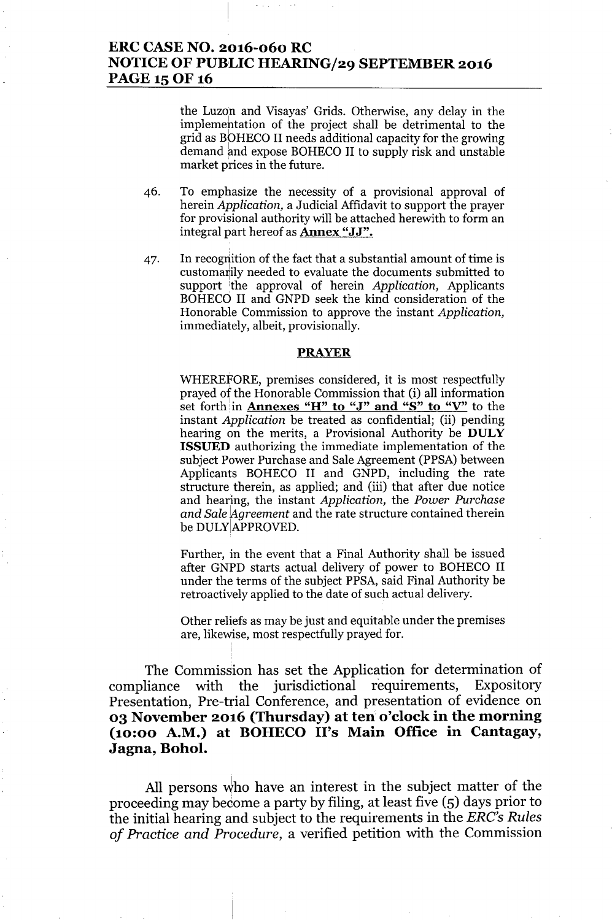the Luzon and Visayas' Grids. Otherwise, any delay in the implementation of the project shall be detrimental to the grid as BOHECO II needs additional capacity for the growing demand and expose BOHECO II to supply risk and unstable market prices in the future.

46. To emphasize the necessity of a provisional approval of herein *Application*, a Judicial Affidavit to support the prayer for provisional authority will be attached herewith to form an integral part hereof as **Annex "JJ".**

47. In recognition of the fact that a substantial amount of time is customarily needed to evaluate the documents submitted to support the approval of herein *Application*, Applicants BOHECO II and GNPD seek the kind consideration of the Honorable Commission to approve the instant *Application*, immediately, albeit, provisionally.

**PRAYER**

WHEREFORE, premises considered, it is most respectfully prayed of the Honorable Commission that (i) all information set forth in **Annexes "H" to "J" and "S" to "V"** to the instant *Application* be treated as confidential; (ii) pending hearing on the merits, a Provisional Authority be **DULY ISSUED** authorizing the immediate implementation of the subject Power Purchase and Sale Agreement (PPSA) between Applicants BOHECO II and GNPD, including the rate structure therein, as applied; and (iii) that after due notice and hearing, the instant *Application*, the *Power Purchase and Sale Agreement* and the rate structure contained therein be DULY APPROVED.

Further, in the event that a Final Authority shall be issued after GNPD starts actual delivery of power to BOHECO II under the terms of the subject PPSA, said Final Authority be retroactively applied to the date of such actual delivery.

Other reliefs as may be just and equitable under the premises are, likewise, most respectfully prayed for.

The Commission has set the Application for determination of compliance with the jurisdictional requirements, Expository Presentation, Pre-trial Conference, and presentation of evidence on **03 November 2016 (Thursday) at ten o'clock in the morning (10:00 A.M.) at BOHECO II's Main Office in Cantagay, Jagna, Bohol.**

All persons who have an interest in the subject matter of the proceeding may become a party by filing, at least five (5) days prior to the initial hearing and subject to the requirements in the *ERC's Rules of Practice and Procedure*, a verified petition with the Commission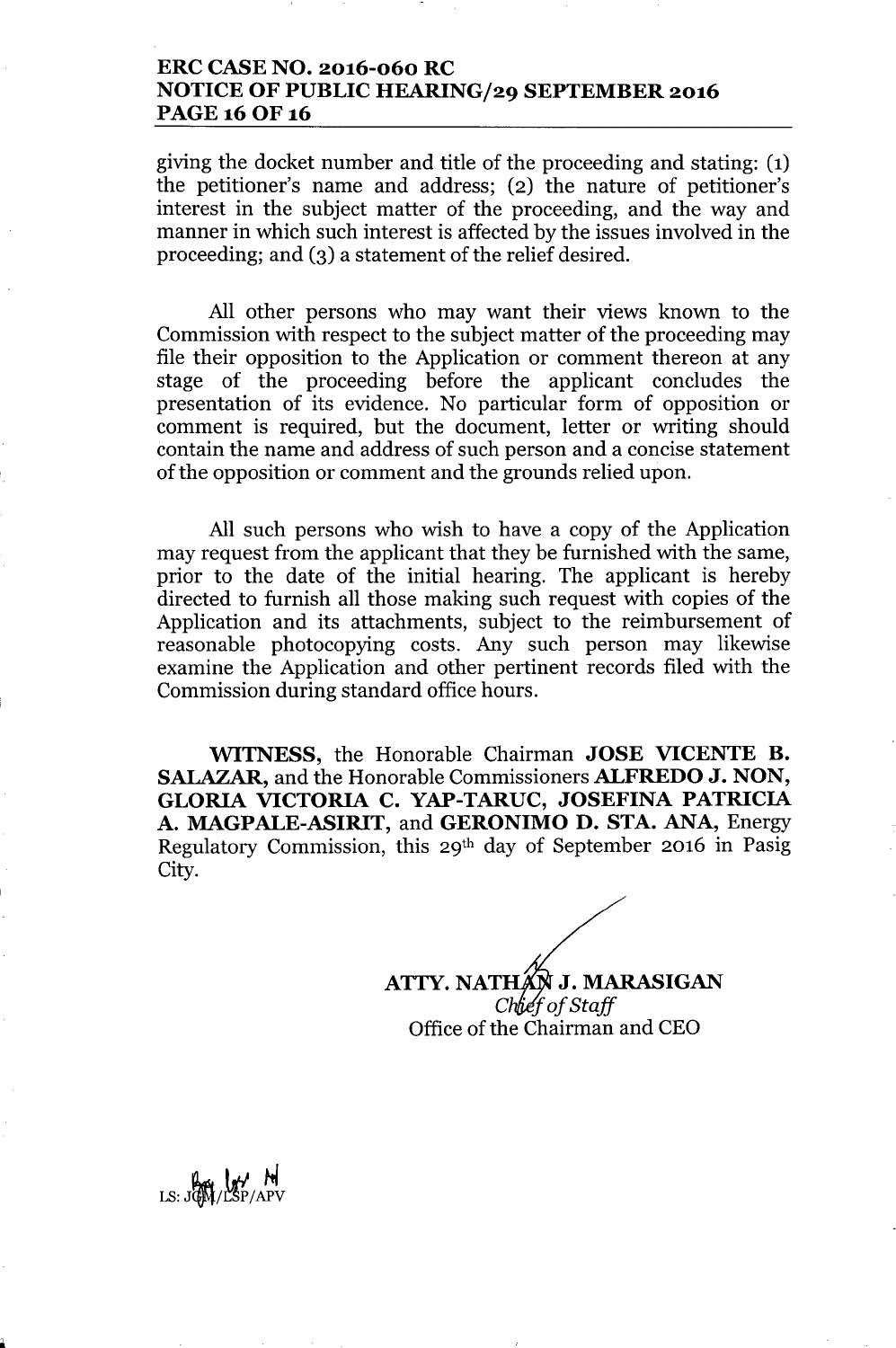giving the docket number and title of the proceeding and stating: (1) the petitioner's name and address; (2) the nature of petitioner's interest in the subject matter of the proceeding, and the way and manner in which such interest is affected by the issues involved in the proceeding; and (3) a statement of the relief desired.

All other persons who may want their views known to the Commission with respect to the subject matter of the proceeding may file their opposition to the Application or comment thereon at any stage of the proceeding before the applicant concludes the presentation of its evidence. No particular form of opposition or comment is required, but the document, letter or writing should contain the name and address of such person and a concise statement of the opposition or comment and the grounds relied upon.

All such persons who wish to have a copy of the Application may request from the applicant that they be furnished with the same, prior to the date of the initial hearing. The applicant is hereby directed to furnish all those making such request with copies of the Application and its attachments, subject to the reimbursement of reasonable photocopying costs. Any such person may likewise examine the Application and other pertinent records filed with the Commission during standard office hours.

**WITNESS,** the Honorable Chairman **JOSE VICENTE B. SALAZAR,** and the Honorable Commissioners **ALFREDO J. NON, GLORIA VICTORIA C. YAP-TARUC, JOSEFINA PATRICIA A. MAGPALE-ASIRIT,** and **GERONIMO D. STA. ANA,** Energy Regulatory Commission, this 29th day of September 2016 in Pasig City.

**ATTY. NATHAN J. MARASIGAN**
*Chief of Staff*
Office of the Chairman and CEO

LS: JCM/LSP/APV